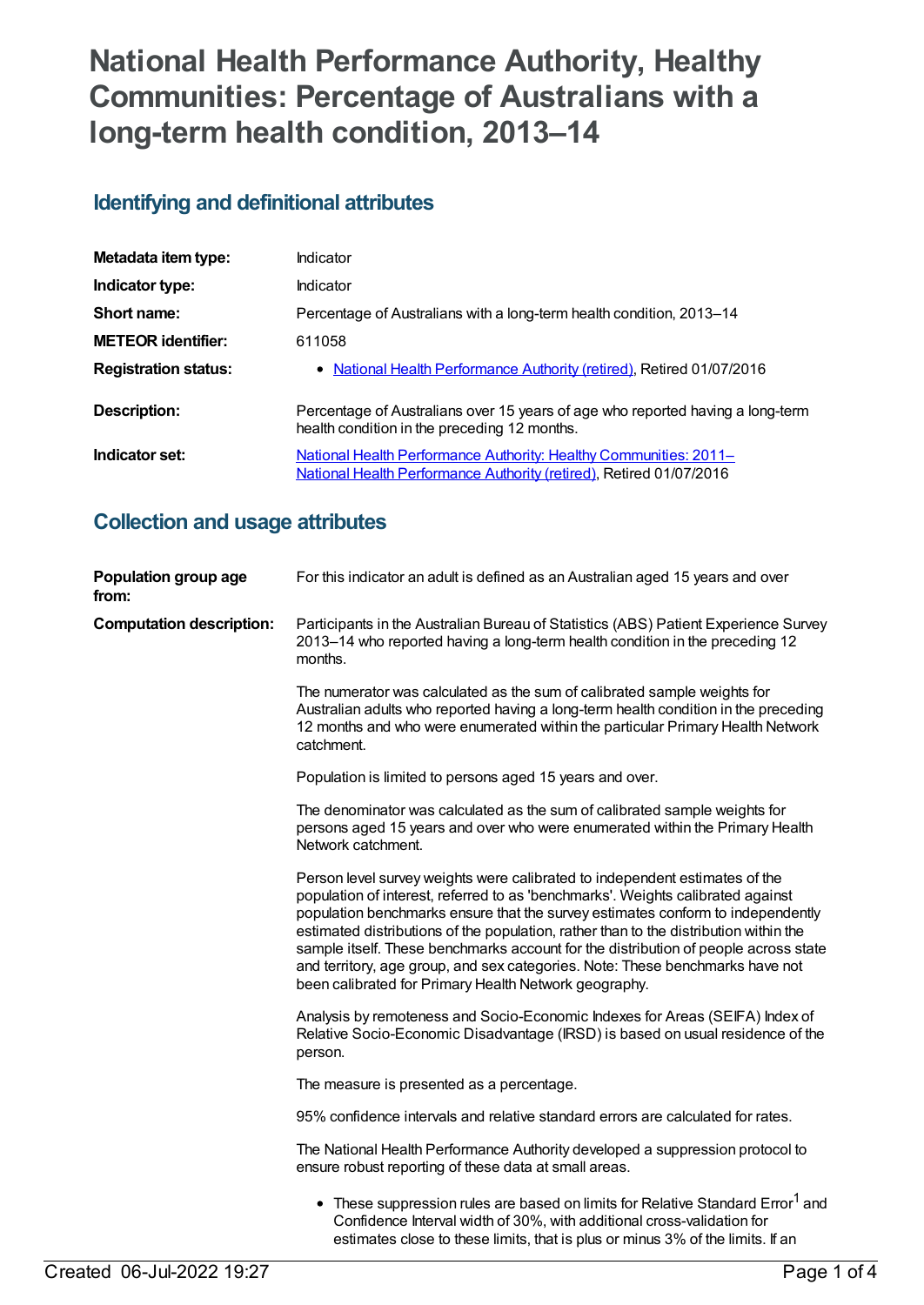# National Health Performance Authority, Healthy Communities: Percentage of Australians with a long-term health condition, 2013–14

## Identifying and definitional attributes

| | |
|---|---|
| **Metadata item type:** | Indicator |
| **Indicator type:** | Indicator |
| **Short name:** | Percentage of Australians with a long-term health condition, 2013–14 |
| **METEOR identifier:** | 611058 |
| **Registration status:** | • National Health Performance Authority (retired), Retired 01/07/2016 |
| **Description:** | Percentage of Australians over 15 years of age who reported having a long-term health condition in the preceding 12 months. |
| **Indicator set:** | National Health Performance Authority: Healthy Communities: 2011– National Health Performance Authority (retired), Retired 01/07/2016 |

## Collection and usage attributes

**Population group age from:**

For this indicator an adult is defined as an Australian aged 15 years and over

**Computation description:**

Participants in the Australian Bureau of Statistics (ABS) Patient Experience Survey 2013–14 who reported having a long-term health condition in the preceding 12 months.

The numerator was calculated as the sum of calibrated sample weights for Australian adults who reported having a long-term health condition in the preceding 12 months and who were enumerated within the particular Primary Health Network catchment.

Population is limited to persons aged 15 years and over.

The denominator was calculated as the sum of calibrated sample weights for persons aged 15 years and over who were enumerated within the Primary Health Network catchment.

Person level survey weights were calibrated to independent estimates of the population of interest, referred to as 'benchmarks'. Weights calibrated against population benchmarks ensure that the survey estimates conform to independently estimated distributions of the population, rather than to the distribution within the sample itself. These benchmarks account for the distribution of people across state and territory, age group, and sex categories. Note: These benchmarks have not been calibrated for Primary Health Network geography.

Analysis by remoteness and Socio-Economic Indexes for Areas (SEIFA) Index of Relative Socio-Economic Disadvantage (IRSD) is based on usual residence of the person.

The measure is presented as a percentage.

95% confidence intervals and relative standard errors are calculated for rates.

The National Health Performance Authority developed a suppression protocol to ensure robust reporting of these data at small areas.

- These suppression rules are based on limits for Relative Standard Error[1] and Confidence Interval width of 30%, with additional cross-validation for estimates close to these limits, that is plus or minus 3% of the limits. If an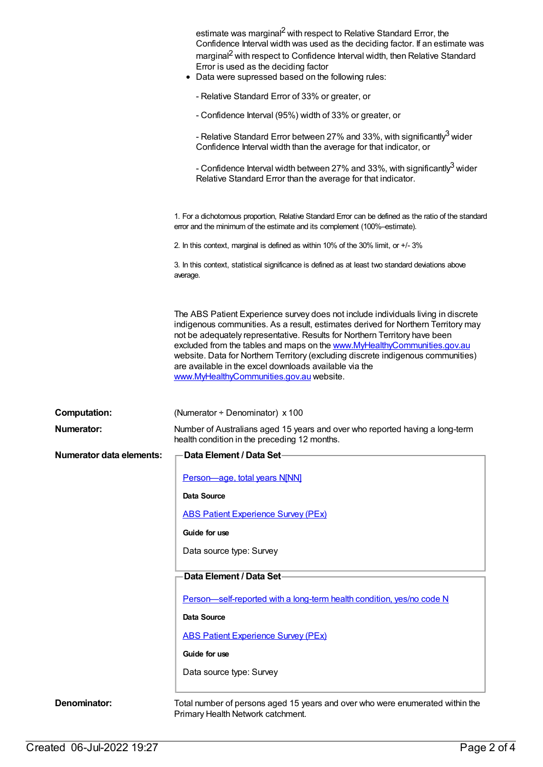estimate was marginal[2] with respect to Relative Standard Error, the Confidence Interval width was used as the deciding factor. If an estimate was marginal[2] with respect to Confidence Interval width, then Relative Standard Error is used as the deciding factor

- Data were supressed based on the following rules:

  - Relative Standard Error of 33% or greater, or

  - Confidence Interval (95%) width of 33% or greater, or

  - Relative Standard Error between 27% and 33%, with significantly[3] wider Confidence Interval width than the average for that indicator, or

  - Confidence Interval width between 27% and 33%, with significantly[3] wider Relative Standard Error than the average for that indicator.

1. For a dichotomous proportion, Relative Standard Error can be defined as the ratio of the standard error and the minimum of the estimate and its complement (100%–estimate).

2. In this context, marginal is defined as within 10% of the 30% limit, or +/- 3%

3. In this context, statistical significance is defined as at least two standard deviations above average.

The ABS Patient Experience survey does not include individuals living in discrete indigenous communities. As a result, estimates derived for Northern Territory may not be adequately representative. Results for Northern Territory have been excluded from the tables and maps on the www.MyHealthyCommunities.gov.au website. Data for Northern Territory (excluding discrete indigenous communities) are available in the excel downloads available via the www.MyHealthyCommunities.gov.au website.

**Computation:** (Numerator ÷ Denominator) x 100

**Numerator:** Number of Australians aged 15 years and over who reported having a long-term health condition in the preceding 12 months.

**Numerator data elements:**

**Data Element / Data Set**

Person—age, total years N[NN]

**Data Source**

ABS Patient Experience Survey (PEx)

**Guide for use**

Data source type: Survey

**Data Element / Data Set**

Person—self-reported with a long-term health condition, yes/no code N

**Data Source**

ABS Patient Experience Survey (PEx)

**Guide for use**

Data source type: Survey

**Denominator:** Total number of persons aged 15 years and over who were enumerated within the Primary Health Network catchment.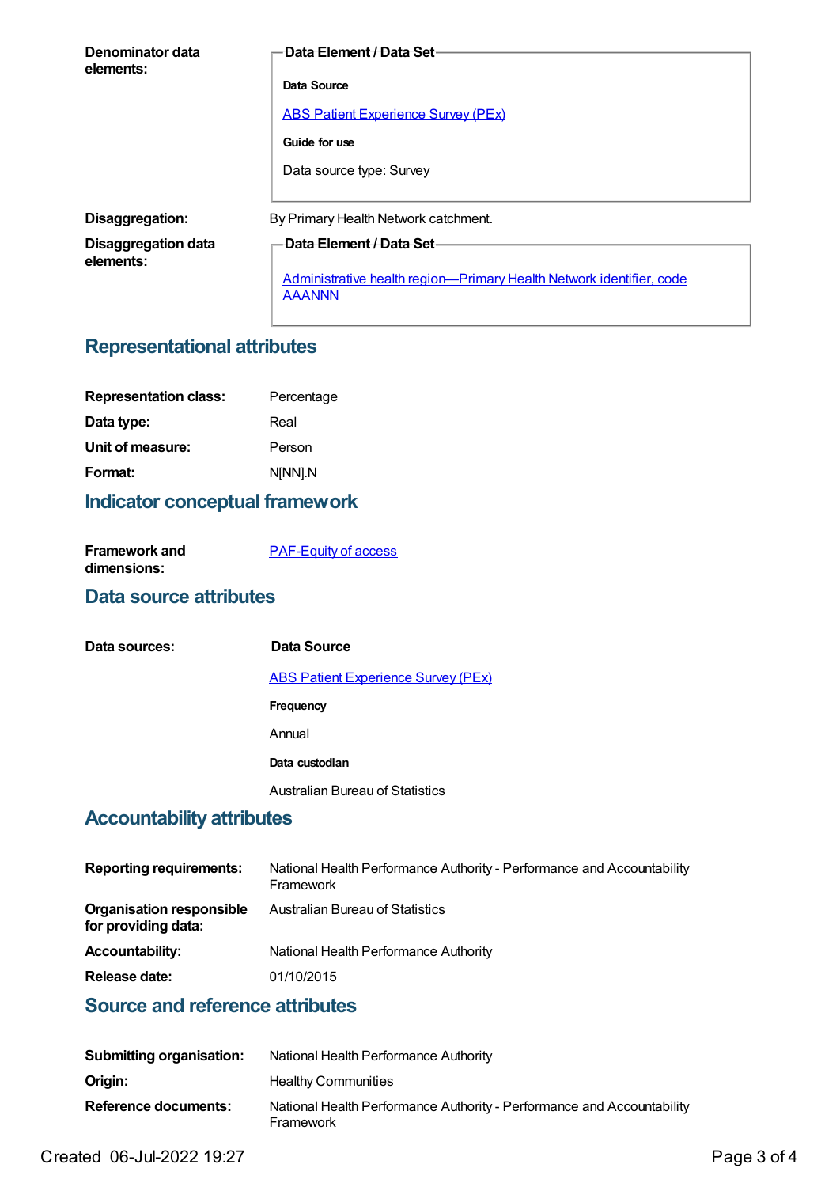**Denominator data elements:**

**Data Element / Data Set**

**Data Source**

ABS Patient Experience Survey (PEx)

**Guide for use**

Data source type: Survey

**Disaggregation:** By Primary Health Network catchment.

**Disaggregation data elements:**

**Data Element / Data Set**

Administrative health region—Primary Health Network identifier, code AAANNN

## Representational attributes

**Representation class:** Percentage

**Data type:** Real

**Unit of measure:** Person

**Format:** N[NN].N

## Indicator conceptual framework

**Framework and dimensions:** PAF-Equity of access

## Data source attributes

**Data sources:**

**Data Source**

ABS Patient Experience Survey (PEx)

**Frequency**

Annual

**Data custodian**

Australian Bureau of Statistics

## Accountability attributes

**Reporting requirements:** National Health Performance Authority - Performance and Accountability Framework

**Organisation responsible for providing data:** Australian Bureau of Statistics

**Accountability:** National Health Performance Authority

**Release date:** 01/10/2015

## Source and reference attributes

**Submitting organisation:** National Health Performance Authority

**Origin:** Healthy Communities

**Reference documents:** National Health Performance Authority - Performance and Accountability Framework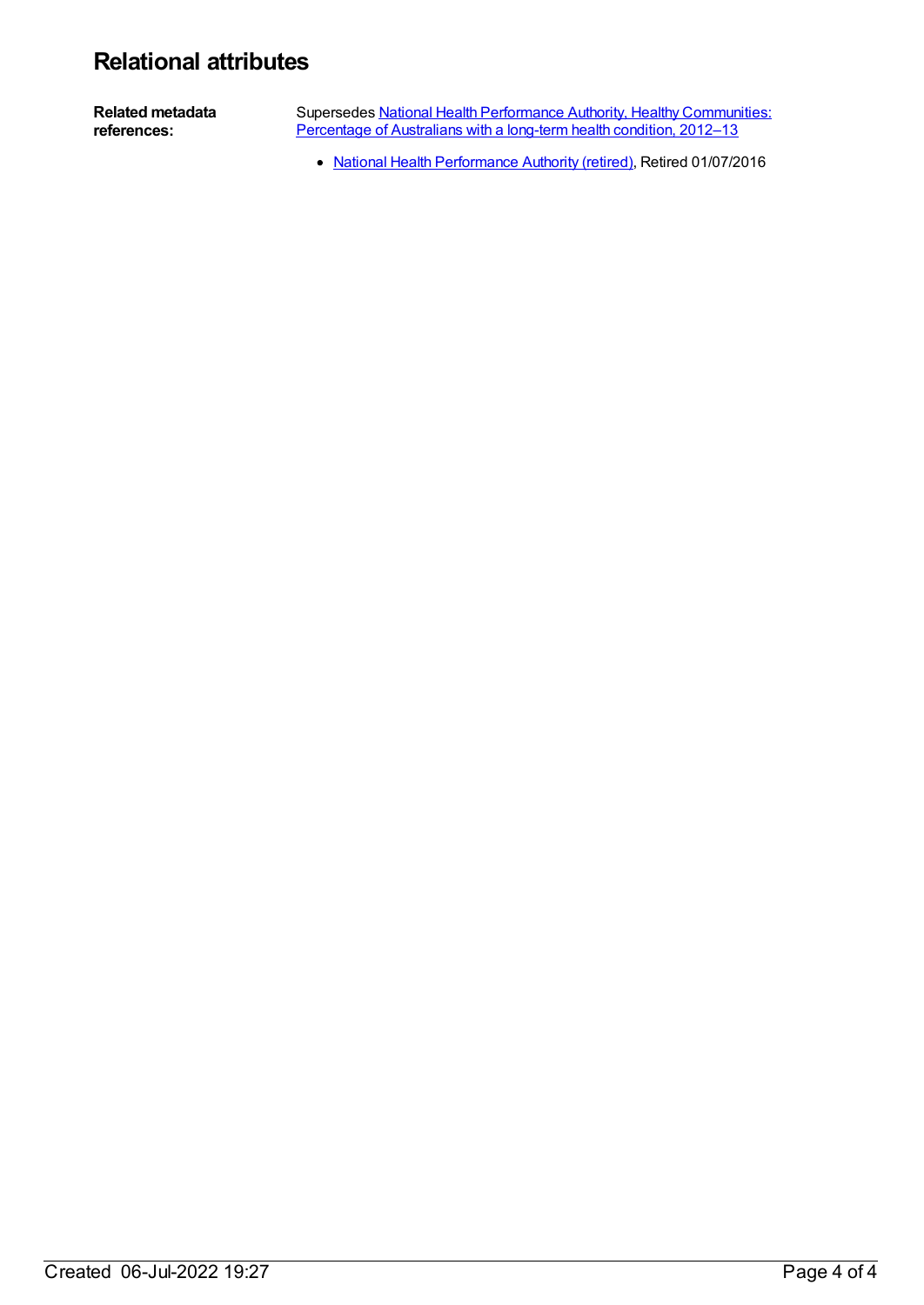## Relational attributes

**Related metadata references:**

Supersedes National Health Performance Authority, Healthy Communities: Percentage of Australians with a long-term health condition, 2012–13

- National Health Performance Authority (retired), Retired 01/07/2016